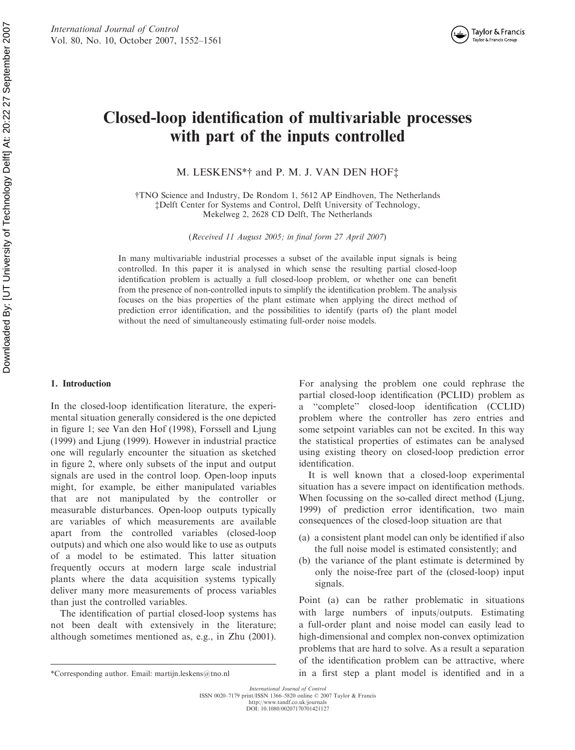# Closed-loop identification of multivariable processes with part of the inputs controlled

M. LESKENS*† and P. M. J. VAN DEN HOF‡

†TNO Science and Industry, De Rondom 1, 5612 AP Eindhoven, The Netherlands
‡Delft Center for Systems and Control, Delft University of Technology, Mekelweg 2, 2628 CD Delft, The Netherlands

(*Received 11 August 2005; in final form 27 April 2007*)

In many multivariable industrial processes a subset of the available input signals is being controlled. In this paper it is analysed in which sense the resulting partial closed-loop identification problem is actually a full closed-loop problem, or whether one can benefit from the presence of non-controlled inputs to simplify the identification problem. The analysis focuses on the bias properties of the plant estimate when applying the direct method of prediction error identification, and the possibilities to identify (parts of) the plant model without the need of simultaneously estimating full-order noise models.

## 1. Introduction

In the closed-loop identification literature, the experimental situation generally considered is the one depicted in figure 1; see Van den Hof (1998), Forssell and Ljung (1999) and Ljung (1999). However in industrial practice one will regularly encounter the situation as sketched in figure 2, where only subsets of the input and output signals are used in the control loop. Open-loop inputs might, for example, be either manipulated variables that are not manipulated by the controller or measurable disturbances. Open-loop outputs typically are variables of which measurements are available apart from the controlled variables (closed-loop outputs) and which one also would like to use as outputs of a model to be estimated. This latter situation frequently occurs at modern large scale industrial plants where the data acquisition systems typically deliver many more measurements of process variables than just the controlled variables.

The identification of partial closed-loop systems has not been dealt with extensively in the literature; although sometimes mentioned as, e.g., in Zhu (2001). For analysing the problem one could rephrase the partial closed-loop identification (PCLID) problem as a "complete" closed-loop identification (CCLID) problem where the controller has zero entries and some setpoint variables can not be excited. In this way the statistical properties of estimates can be analysed using existing theory on closed-loop prediction error identification.

It is well known that a closed-loop experimental situation has a severe impact on identification methods. When focussing on the so-called direct method (Ljung, 1999) of prediction error identification, two main consequences of the closed-loop situation are that

(a) a consistent plant model can only be identified if also the full noise model is estimated consistently; and
(b) the variance of the plant estimate is determined by only the noise-free part of the (closed-loop) input signals.

Point (a) can be rather problematic in situations with large numbers of inputs/outputs. Estimating a full-order plant and noise model can easily lead to high-dimensional and complex non-convex optimization problems that are hard to solve. As a result a separation of the identification problem can be attractive, where in a first step a plant model is identified and in a

*Corresponding author. Email: martijn.leskens@tno.nl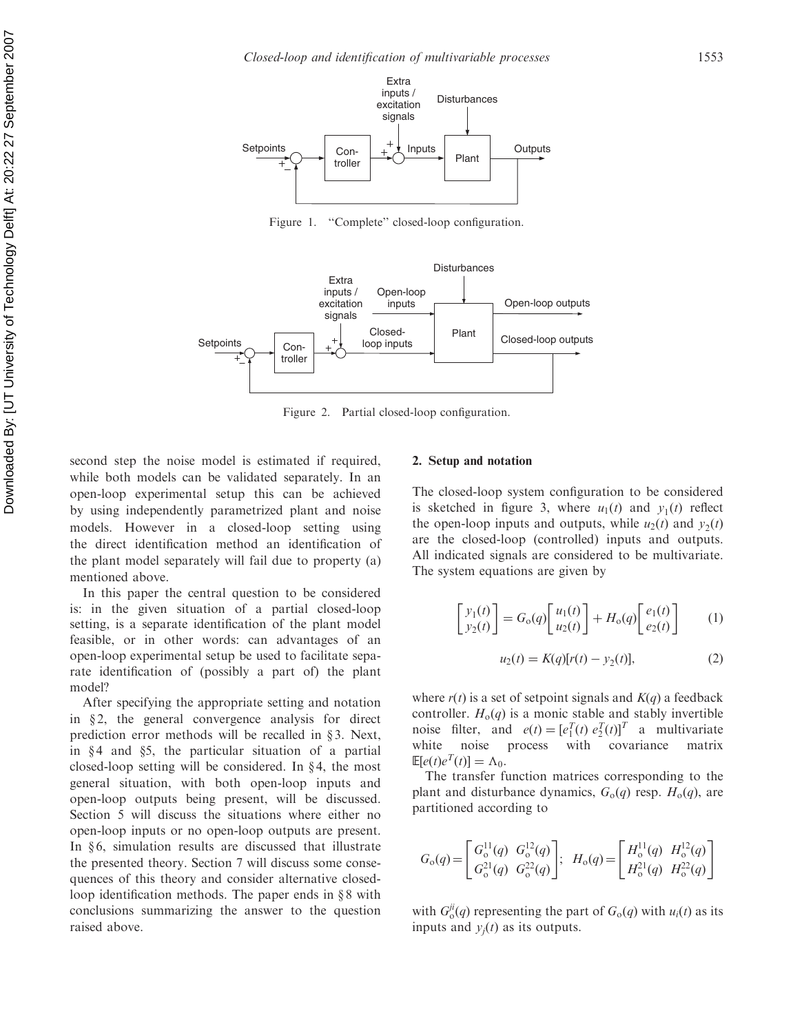Setpoints

Controller

Extra inputs / excitation signals

Inputs

Disturbances

Plant

Outputs

Figure 1. "Complete" closed-loop configuration.

Disturbances

Extra inputs / excitation signals

Open-loop inputs

Open-loop outputs

Closed-loop inputs

Plant

Closed-loop outputs

Setpoints

Controller

Figure 2. Partial closed-loop configuration.

second step the noise model is estimated if required, while both models can be validated separately. In an open-loop experimental setup this can be achieved by using independently parametrized plant and noise models. However in a closed-loop setting using the direct identification method an identification of the plant model separately will fail due to property (a) mentioned above.

In this paper the central question to be considered is: in the given situation of a partial closed-loop setting, is a separate identification of the plant model feasible, or in other words: can advantages of an open-loop experimental setup be used to facilitate separate identification of (possibly a part of) the plant model?

After specifying the appropriate setting and notation in §2, the general convergence analysis for direct prediction error methods will be recalled in §3. Next, in §4 and §5, the particular situation of a partial closed-loop setting will be considered. In §4, the most general situation, with both open-loop inputs and open-loop outputs being present, will be discussed. Section 5 will discuss the situations where either no open-loop inputs or no open-loop outputs are present. In §6, simulation results are discussed that illustrate the presented theory. Section 7 will discuss some consequences of this theory and consider alternative closed-loop identification methods. The paper ends in §8 with conclusions summarizing the answer to the question raised above.

## 2. Setup and notation

The closed-loop system configuration to be considered is sketched in figure 3, where $u_1(t)$ and $y_1(t)$ reflect the open-loop inputs and outputs, while $u_2(t)$ and $y_2(t)$ are the closed-loop (controlled) inputs and outputs. All indicated signals are considered to be multivariate. The system equations are given by

$$\begin{bmatrix} y_1(t) \\ y_2(t) \end{bmatrix} = G_o(q) \begin{bmatrix} u_1(t) \\ u_2(t) \end{bmatrix} + H_o(q) \begin{bmatrix} e_1(t) \\ e_2(t) \end{bmatrix} \qquad (1)$$

$$u_2(t) = K(q)[r(t) - y_2(t)], \qquad (2)$$

where $r(t)$ is a set of setpoint signals and $K(q)$ a feedback controller. $H_o(q)$ is a monic stable and stably invertible noise filter, and $e(t) = [e_1^T(t)\ e_2^T(t)]^T$ a multivariate white noise process with covariance matrix $\mathbb{E}[e(t)e^T(t)] = \Lambda_0$.

The transfer function matrices corresponding to the plant and disturbance dynamics, $G_o(q)$ resp. $H_o(q)$, are partitioned according to

$$G_o(q) = \begin{bmatrix} G_o^{11}(q) & G_o^{12}(q) \\ G_o^{21}(q) & G_o^{22}(q) \end{bmatrix}; \quad H_o(q) = \begin{bmatrix} H_o^{11}(q) & H_o^{12}(q) \\ H_o^{21}(q) & H_o^{22}(q) \end{bmatrix}$$

with $G_o^{ji}(q)$ representing the part of $G_o(q)$ with $u_i(t)$ as its inputs and $y_j(t)$ as its outputs.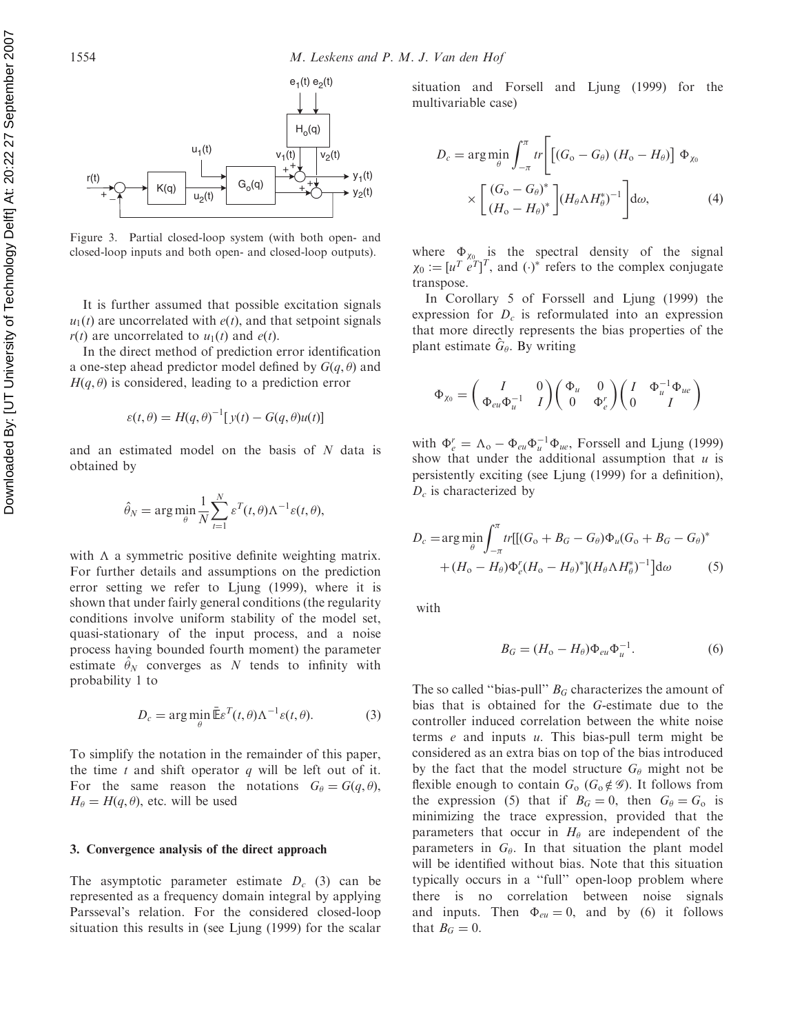r(t)
+
−
K(q)
u2(t)
u1(t)
Go(q)
e1(t) e2(t)
Ho(q)
v1(t)
v2(t)
y1(t)
y2(t)

Figure 3. Partial closed-loop system (with both open- and closed-loop inputs and both open- and closed-loop outputs).

It is further assumed that possible excitation signals $u_1(t)$ are uncorrelated with $e(t)$, and that setpoint signals $r(t)$ are uncorrelated to $u_1(t)$ and $e(t)$.

In the direct method of prediction error identification a one-step ahead predictor model defined by $G(q, \theta)$ and $H(q, \theta)$ is considered, leading to a prediction error

$$\varepsilon(t, \theta) = H(q, \theta)^{-1}[y(t) - G(q, \theta)u(t)]$$

and an estimated model on the basis of $N$ data is obtained by

$$\hat{\theta}_N = \arg\min_{\theta} \frac{1}{N}\sum_{t=1}^{N} \varepsilon^T(t, \theta)\Lambda^{-1}\varepsilon(t, \theta),$$

with $\Lambda$ a symmetric positive definite weighting matrix. For further details and assumptions on the prediction error setting we refer to Ljung (1999), where it is shown that under fairly general conditions (the regularity conditions involve uniform stability of the model set, quasi-stationary of the input process, and a noise process having bounded fourth moment) the parameter estimate $\hat{\theta}_N$ converges as $N$ tends to infinity with probability 1 to

$$D_c = \arg\min_{\theta} \bar{\mathbb{E}}\varepsilon^T(t, \theta)\Lambda^{-1}\varepsilon(t, \theta). \tag{3}$$

To simplify the notation in the remainder of this paper, the time $t$ and shift operator $q$ will be left out of it. For the same reason the notations $G_\theta = G(q, \theta)$, $H_\theta = H(q, \theta)$, etc. will be used

### 3. Convergence analysis of the direct approach

The asymptotic parameter estimate $D_c$ (3) can be represented as a frequency domain integral by applying Parsseval's relation. For the considered closed-loop situation this results in (see Ljung (1999) for the scalar situation and Forsell and Ljung (1999) for the multivariable case)

$$D_c = \arg\min_{\theta} \int_{-\pi}^{\pi} tr\left[\left[(G_o - G_\theta)\ (H_o - H_\theta)\right]\Phi_{\chi_0} \times \begin{bmatrix}(G_o - G_\theta)^* \\ (H_o - H_\theta)^*\end{bmatrix}(H_\theta \Lambda H_\theta^*)^{-1}\right]\mathrm{d}\omega, \tag{4}$$

where $\Phi_{\chi_0}$ is the spectral density of the signal $\chi_0 := [u^T\ e^T]^T$, and $(\cdot)^*$ refers to the complex conjugate transpose.

In Corollary 5 of Forssell and Ljung (1999) the expression for $D_c$ is reformulated into an expression that more directly represents the bias properties of the plant estimate $\hat{G}_\theta$. By writing

$$\Phi_{\chi_0} = \begin{pmatrix} I & 0 \\ \Phi_{eu}\Phi_u^{-1} & I \end{pmatrix}\begin{pmatrix} \Phi_u & 0 \\ 0 & \Phi_e^r \end{pmatrix}\begin{pmatrix} I & \Phi_u^{-1}\Phi_{ue} \\ 0 & I \end{pmatrix}$$

with $\Phi_e^r = \Lambda_o - \Phi_{eu}\Phi_u^{-1}\Phi_{ue}$, Forssell and Ljung (1999) show that under the additional assumption that $u$ is persistently exciting (see Ljung (1999) for a definition), $D_c$ is characterized by

$$D_c = \arg\min_{\theta} \int_{-\pi}^{\pi} tr[[(G_o + B_G - G_\theta)\Phi_u(G_o + B_G - G_\theta)^* + (H_o - H_\theta)\Phi_e^r(H_o - H_\theta)^*](H_\theta \Lambda H_\theta^*)^{-1}]\mathrm{d}\omega \tag{5}$$

with

$$B_G = (H_o - H_\theta)\Phi_{eu}\Phi_u^{-1}. \tag{6}$$

The so called "bias-pull" $B_G$ characterizes the amount of bias that is obtained for the $G$-estimate due to the controller induced correlation between the white noise terms $e$ and inputs $u$. This bias-pull term might be considered as an extra bias on top of the bias introduced by the fact that the model structure $G_\theta$ might not be flexible enough to contain $G_o$ ($G_o \notin \mathscr{G}$). It follows from the expression (5) that if $B_G = 0$, then $G_\theta = G_o$ is minimizing the trace expression, provided that the parameters that occur in $H_\theta$ are independent of the parameters in $G_\theta$. In that situation the plant model will be identified without bias. Note that this situation typically occurs in a "full" open-loop problem where there is no correlation between noise signals and inputs. Then $\Phi_{eu} = 0$, and by (6) it follows that $B_G = 0$.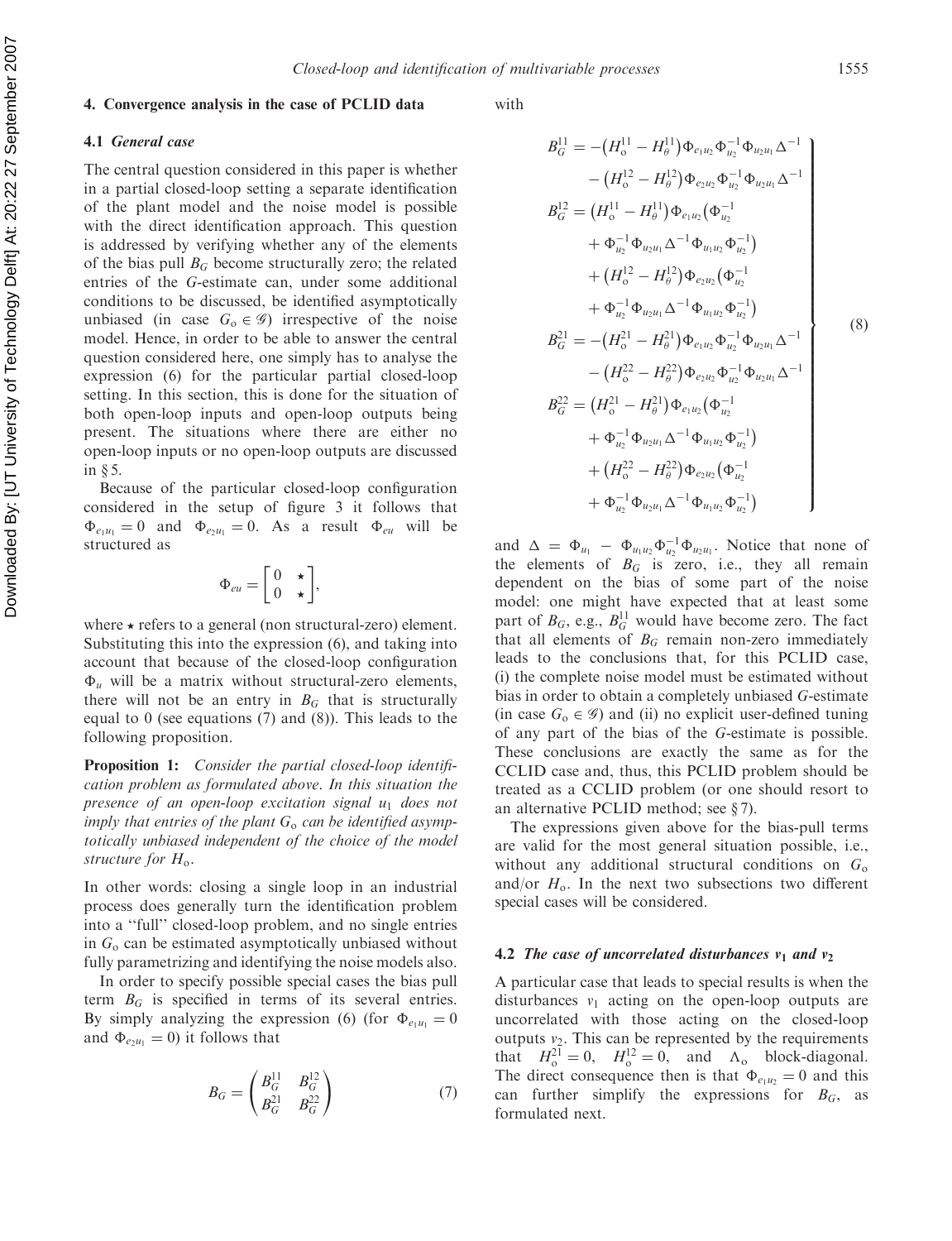## 4. Convergence analysis in the case of PCLID data

### 4.1 *General case*

The central question considered in this paper is whether in a partial closed-loop setting a separate identification of the plant model and the noise model is possible with the direct identification approach. This question is addressed by verifying whether any of the elements of the bias pull $B_G$ become structurally zero; the related entries of the $G$-estimate can, under some additional conditions to be discussed, be identified asymptotically unbiased (in case $G_o \in \mathcal{G}$) irrespective of the noise model. Hence, in order to be able to answer the central question considered here, one simply has to analyse the expression (6) for the particular partial closed-loop setting. In this section, this is done for the situation of both open-loop inputs and open-loop outputs being present. The situations where there are either no open-loop inputs or no open-loop outputs are discussed in § 5.

Because of the particular closed-loop configuration considered in the setup of figure 3 it follows that $\Phi_{e_1u_1} = 0$ and $\Phi_{e_2u_1} = 0$. As a result $\Phi_{eu}$ will be structured as

$$\Phi_{eu} = \begin{bmatrix} 0 & \star \\ 0 & \star \end{bmatrix},$$

where $\star$ refers to a general (non structural-zero) element. Substituting this into the expression (6), and taking into account that because of the closed-loop configuration $\Phi_u$ will be a matrix without structural-zero elements, there will not be an entry in $B_G$ that is structurally equal to 0 (see equations (7) and (8)). This leads to the following proposition.

**Proposition 1:** *Consider the partial closed-loop identification problem as formulated above. In this situation the presence of an open-loop excitation signal $u_1$ does not imply that entries of the plant $G_o$ can be identified asymptotically unbiased independent of the choice of the model structure for $H_o$.*

In other words: closing a single loop in an industrial process does generally turn the identification problem into a "full" closed-loop problem, and no single entries in $G_o$ can be estimated asymptotically unbiased without fully parametrizing and identifying the noise models also.

In order to specify possible special cases the bias pull term $B_G$ is specified in terms of its several entries. By simply analyzing the expression (6) (for $\Phi_{e_1u_1} = 0$ and $\Phi_{e_2u_1} = 0$) it follows that

$$B_G = \begin{pmatrix} B_G^{11} & B_G^{12} \\ B_G^{21} & B_G^{22} \end{pmatrix} \tag{7}$$

with

$$\left.\begin{aligned}
B_G^{11} &= -\left(H_o^{11} - H_\theta^{11}\right)\Phi_{e_1u_2}\Phi_{u_2}^{-1}\Phi_{u_2u_1}\Delta^{-1} \\
&\quad - \left(H_o^{12} - H_\theta^{12}\right)\Phi_{e_2u_2}\Phi_{u_2}^{-1}\Phi_{u_2u_1}\Delta^{-1} \\
B_G^{12} &= \left(H_o^{11} - H_\theta^{11}\right)\Phi_{e_1u_2}\left(\Phi_{u_2}^{-1}\right. \\
&\quad \left. + \Phi_{u_2}^{-1}\Phi_{u_2u_1}\Delta^{-1}\Phi_{u_1u_2}\Phi_{u_2}^{-1}\right) \\
&\quad + \left(H_o^{12} - H_\theta^{12}\right)\Phi_{e_2u_2}\left(\Phi_{u_2}^{-1}\right. \\
&\quad \left. + \Phi_{u_2}^{-1}\Phi_{u_2u_1}\Delta^{-1}\Phi_{u_1u_2}\Phi_{u_2}^{-1}\right) \\
B_G^{21} &= -\left(H_o^{21} - H_\theta^{21}\right)\Phi_{e_1u_2}\Phi_{u_2}^{-1}\Phi_{u_2u_1}\Delta^{-1} \\
&\quad - \left(H_o^{22} - H_\theta^{22}\right)\Phi_{e_2u_2}\Phi_{u_2}^{-1}\Phi_{u_2u_1}\Delta^{-1} \\
B_G^{22} &= \left(H_o^{21} - H_\theta^{21}\right)\Phi_{e_1u_2}\left(\Phi_{u_2}^{-1}\right. \\
&\quad \left. + \Phi_{u_2}^{-1}\Phi_{u_2u_1}\Delta^{-1}\Phi_{u_1u_2}\Phi_{u_2}^{-1}\right) \\
&\quad + \left(H_o^{22} - H_\theta^{22}\right)\Phi_{e_2u_2}\left(\Phi_{u_2}^{-1}\right. \\
&\quad \left. + \Phi_{u_2}^{-1}\Phi_{u_2u_1}\Delta^{-1}\Phi_{u_1u_2}\Phi_{u_2}^{-1}\right)
\end{aligned}\right\} \tag{8}$$

and $\Delta = \Phi_{u_1} - \Phi_{u_1u_2}\Phi_{u_2}^{-1}\Phi_{u_2u_1}$. Notice that none of the elements of $B_G$ is zero, i.e., they all remain dependent on the bias of some part of the noise model: one might have expected that at least some part of $B_G$, e.g., $B_G^{11}$ would have become zero. The fact that all elements of $B_G$ remain non-zero immediately leads to the conclusions that, for this PCLID case, (i) the complete noise model must be estimated without bias in order to obtain a completely unbiased $G$-estimate (in case $G_o \in \mathcal{G}$) and (ii) no explicit user-defined tuning of any part of the bias of the $G$-estimate is possible. These conclusions are exactly the same as for the CCLID case and, thus, this PCLID problem should be treated as a CCLID problem (or one should resort to an alternative PCLID method; see § 7).

The expressions given above for the bias-pull terms are valid for the most general situation possible, i.e., without any additional structural conditions on $G_o$ and/or $H_o$. In the next two subsections two different special cases will be considered.

### 4.2 *The case of uncorrelated disturbances $v_1$ and $v_2$*

A particular case that leads to special results is when the disturbances $v_1$ acting on the open-loop outputs are uncorrelated with those acting on the closed-loop outputs $v_2$. This can be represented by the requirements that $H_o^{21} = 0$, $H_o^{12} = 0$, and $\Lambda_o$ block-diagonal. The direct consequence then is that $\Phi_{e_1u_2} = 0$ and this can further simplify the expressions for $B_G$, as formulated next.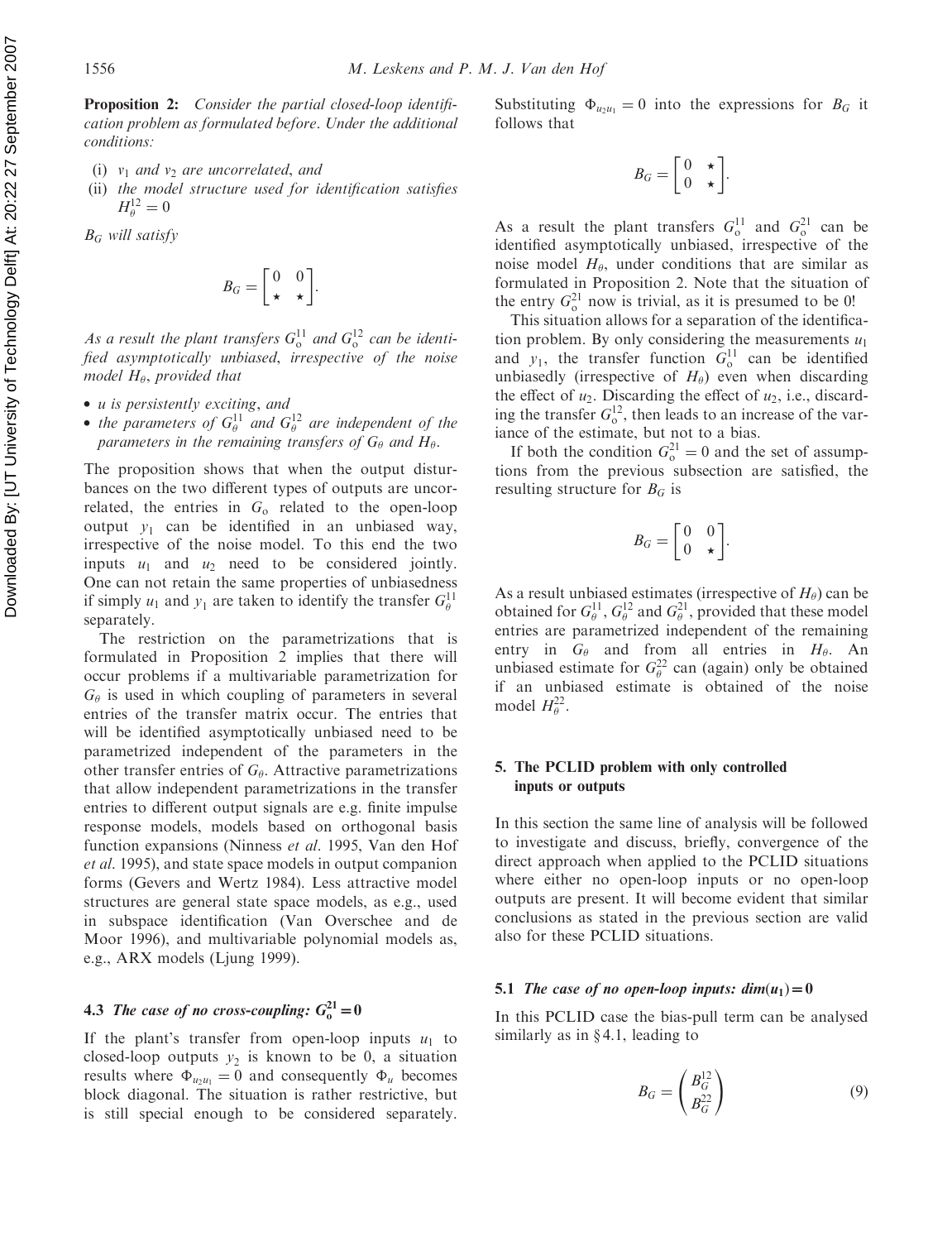**Proposition 2:** *Consider the partial closed-loop identification problem as formulated before. Under the additional conditions:*

(i) *$v_1$ and $v_2$ are uncorrelated, and*
(ii) *the model structure used for identification satisfies $H_\theta^{12} = 0$*

*$B_G$ will satisfy*

$$B_G = \begin{bmatrix} 0 & 0 \\ \star & \star \end{bmatrix}.$$

*As a result the plant transfers $G_o^{11}$ and $G_o^{12}$ can be identified asymptotically unbiased, irrespective of the noise model $H_\theta$, provided that*

- *$u$ is persistently exciting*, and
- *the parameters of $G_\theta^{11}$ and $G_\theta^{12}$ are independent of the parameters in the remaining transfers of $G_\theta$ and $H_\theta$.*

The proposition shows that when the output disturbances on the two different types of outputs are uncorrelated, the entries in $G_o$ related to the open-loop output $y_1$ can be identified in an unbiased way, irrespective of the noise model. To this end the two inputs $u_1$ and $u_2$ need to be considered jointly. One can not retain the same properties of unbiasedness if simply $u_1$ and $y_1$ are taken to identify the transfer $G_\theta^{11}$ separately.

The restriction on the parametrizations that is formulated in Proposition 2 implies that there will occur problems if a multivariable parametrization for $G_\theta$ is used in which coupling of parameters in several entries of the transfer matrix occur. The entries that will be identified asymptotically unbiased need to be parametrized independent of the parameters in the other transfer entries of $G_\theta$. Attractive parametrizations that allow independent parametrizations in the transfer entries to different output signals are e.g. finite impulse response models, models based on orthogonal basis function expansions (Ninness *et al.* 1995, Van den Hof *et al.* 1995), and state space models in output companion forms (Gevers and Wertz 1984). Less attractive model structures are general state space models, as e.g., used in subspace identification (Van Overschee and de Moor 1996), and multivariable polynomial models as, e.g., ARX models (Ljung 1999).

### 4.3 *The case of no cross-coupling: $G_o^{21} = 0$*

If the plant's transfer from open-loop inputs $u_1$ to closed-loop outputs $y_2$ is known to be 0, a situation results where $\Phi_{u_2u_1} = 0$ and consequently $\Phi_u$ becomes block diagonal. The situation is rather restrictive, but is still special enough to be considered separately. Substituting $\Phi_{u_2u_1} = 0$ into the expressions for $B_G$ it follows that

$$B_G = \begin{bmatrix} 0 & \star \\ 0 & \star \end{bmatrix}.$$

As a result the plant transfers $G_o^{11}$ and $G_o^{21}$ can be identified asymptotically unbiased, irrespective of the noise model $H_\theta$, under conditions that are similar as formulated in Proposition 2. Note that the situation of the entry $G_o^{21}$ now is trivial, as it is presumed to be 0!

This situation allows for a separation of the identification problem. By only considering the measurements $u_1$ and $y_1$, the transfer function $G_o^{11}$ can be identified unbiasedly (irrespective of $H_\theta$) even when discarding the effect of $u_2$. Discarding the effect of $u_2$, i.e., discarding the transfer $G_o^{12}$, then leads to an increase of the variance of the estimate, but not to a bias.

If both the condition $G_o^{21} = 0$ and the set of assumptions from the previous subsection are satisfied, the resulting structure for $B_G$ is

$$B_G = \begin{bmatrix} 0 & 0 \\ 0 & \star \end{bmatrix}.$$

As a result unbiased estimates (irrespective of $H_\theta$) can be obtained for $G_\theta^{11}$, $G_\theta^{12}$ and $G_\theta^{21}$, provided that these model entries are parametrized independent of the remaining entry in $G_\theta$ and from all entries in $H_\theta$. An unbiased estimate for $G_\theta^{22}$ can (again) only be obtained if an unbiased estimate is obtained of the noise model $H_\theta^{22}$.

## 5. The PCLID problem with only controlled inputs or outputs

In this section the same line of analysis will be followed to investigate and discuss, briefly, convergence of the direct approach when applied to the PCLID situations where either no open-loop inputs or no open-loop outputs are present. It will become evident that similar conclusions as stated in the previous section are valid also for these PCLID situations.

### 5.1 *The case of no open-loop inputs: $\dim(u_1) = 0$*

In this PCLID case the bias-pull term can be analysed similarly as in §4.1, leading to

$$B_G = \begin{pmatrix} B_G^{12} \\ B_G^{22} \end{pmatrix} \tag{9}$$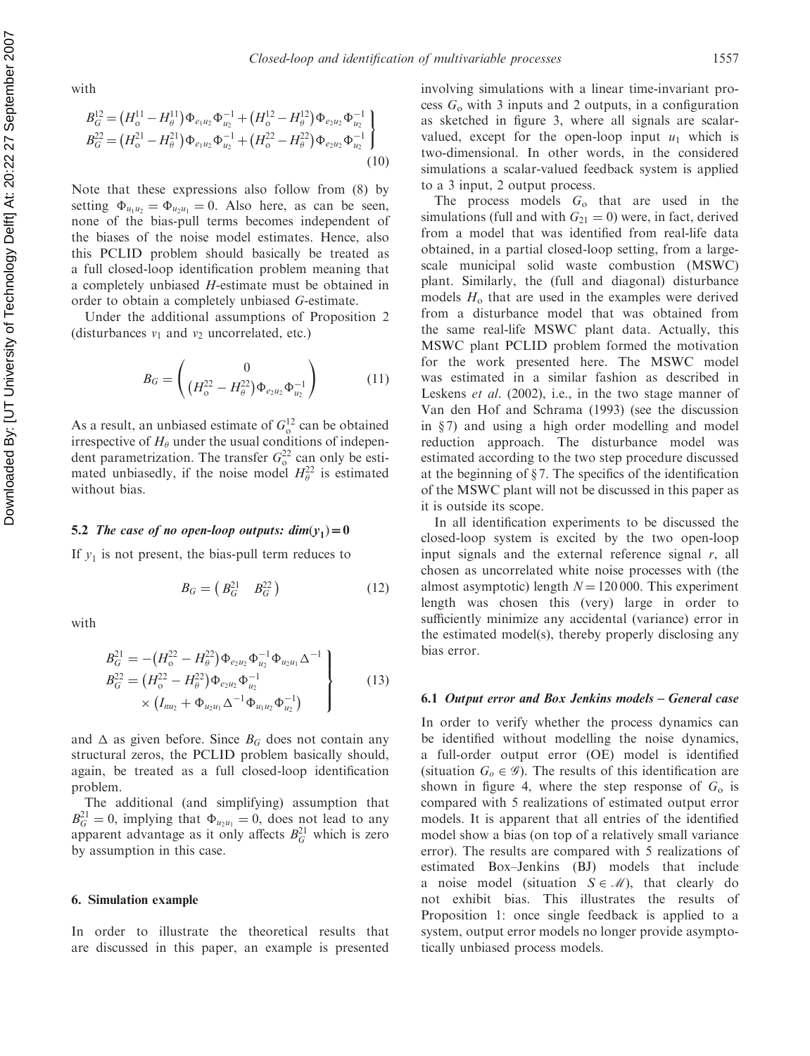with

$$
\left.
\begin{aligned}
B_G^{12} &= \left(H_o^{11} - H_\theta^{11}\right)\Phi_{e_1u_2}\Phi_{u_2}^{-1} + \left(H_o^{12} - H_\theta^{12}\right)\Phi_{e_2u_2}\Phi_{u_2}^{-1} \\
B_G^{22} &= \left(H_o^{21} - H_\theta^{21}\right)\Phi_{e_1u_2}\Phi_{u_2}^{-1} + \left(H_o^{22} - H_\theta^{22}\right)\Phi_{e_2u_2}\Phi_{u_2}^{-1}
\end{aligned}
\right\}
\tag{10}
$$

Note that these expressions also follow from (8) by setting $\Phi_{u_1u_2} = \Phi_{u_2u_1} = 0$. Also here, as can be seen, none of the bias-pull terms becomes independent of the biases of the noise model estimates. Hence, also this PCLID problem should basically be treated as a full closed-loop identification problem meaning that a completely unbiased $H$-estimate must be obtained in order to obtain a completely unbiased $G$-estimate.

Under the additional assumptions of Proposition 2 (disturbances $v_1$ and $v_2$ uncorrelated, etc.)

$$
B_G = \begin{pmatrix} 0 \\ \left(H_o^{22} - H_\theta^{22}\right)\Phi_{e_2u_2}\Phi_{u_2}^{-1} \end{pmatrix}
\tag{11}
$$

As a result, an unbiased estimate of $G_o^{12}$ can be obtained irrespective of $H_\theta$ under the usual conditions of independent parametrization. The transfer $G_o^{22}$ can only be estimated unbiasedly, if the noise model $H_\theta^{22}$ is estimated without bias.

### 5.2 *The case of no open-loop outputs: dim*$(y_1) = 0$

If $y_1$ is not present, the bias-pull term reduces to

$$
B_G = \begin{pmatrix} B_G^{21} & B_G^{22} \end{pmatrix}
\tag{12}
$$

with

$$
\left.
\begin{aligned}
B_G^{21} &= -\left(H_o^{22} - H_\theta^{22}\right)\Phi_{e_2u_2}\Phi_{u_2}^{-1}\Phi_{u_2u_1}\Delta^{-1} \\
B_G^{22} &= \left(H_o^{22} - H_\theta^{22}\right)\Phi_{e_2u_2}\Phi_{u_2}^{-1} \\
&\quad \times \left(I_{nu_2} + \Phi_{u_2u_1}\Delta^{-1}\Phi_{u_1u_2}\Phi_{u_2}^{-1}\right)
\end{aligned}
\right\}
\tag{13}
$$

and $\Delta$ as given before. Since $B_G$ does not contain any structural zeros, the PCLID problem basically should, again, be treated as a full closed-loop identification problem.

The additional (and simplifying) assumption that $B_G^{21} = 0$, implying that $\Phi_{u_2u_1} = 0$, does not lead to any apparent advantage as it only affects $B_G^{21}$ which is zero by assumption in this case.

## 6. Simulation example

In order to illustrate the theoretical results that are discussed in this paper, an example is presented involving simulations with a linear time-invariant process $G_o$ with 3 inputs and 2 outputs, in a configuration as sketched in figure 3, where all signals are scalar-valued, except for the open-loop input $u_1$ which is two-dimensional. In other words, in the considered simulations a scalar-valued feedback system is applied to a 3 input, 2 output process.

The process models $G_o$ that are used in the simulations (full and with $G_{21} = 0$) were, in fact, derived from a model that was identified from real-life data obtained, in a partial closed-loop setting, from a large-scale municipal solid waste combustion (MSWC) plant. Similarly, the (full and diagonal) disturbance models $H_o$ that are used in the examples were derived from a disturbance model that was obtained from the same real-life MSWC plant data. Actually, this MSWC plant PCLID problem formed the motivation for the work presented here. The MSWC model was estimated in a similar fashion as described in Leskens *et al.* (2002), i.e., in the two stage manner of Van den Hof and Schrama (1993) (see the discussion in § 7) and using a high order modelling and model reduction approach. The disturbance model was estimated according to the two step procedure discussed at the beginning of § 7. The specifics of the identification of the MSWC plant will not be discussed in this paper as it is outside its scope.

In all identification experiments to be discussed the closed-loop system is excited by the two open-loop input signals and the external reference signal $r$, all chosen as uncorrelated white noise processes with (the almost asymptotic) length $N = 120\,000$. This experiment length was chosen this (very) large in order to sufficiently minimize any accidental (variance) error in the estimated model(s), thereby properly disclosing any bias error.

### 6.1 *Output error and Box Jenkins models – General case*

In order to verify whether the process dynamics can be identified without modelling the noise dynamics, a full-order output error (OE) model is identified (situation $G_o \in \mathcal{G}$). The results of this identification are shown in figure 4, where the step response of $G_o$ is compared with 5 realizations of estimated output error models. It is apparent that all entries of the identified model show a bias (on top of a relatively small variance error). The results are compared with 5 realizations of estimated Box–Jenkins (BJ) models that include a noise model (situation $S \in \mathcal{M}$), that clearly do not exhibit bias. This illustrates the results of Proposition 1: once single feedback is applied to a system, output error models no longer provide asymptotically unbiased process models.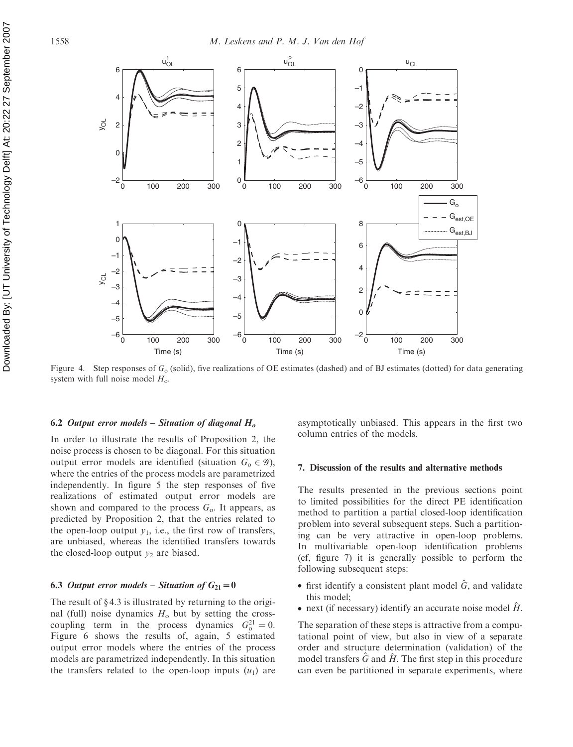u$^1_{OL}$ u$^2_{OL}$ u$_{CL}$

y$_{OL}$

y$_{CL}$

Time (s) Time (s) Time (s)

$G_o$
$G_{est,OE}$
$G_{est,BJ}$

Figure 4. Step responses of $G_o$ (solid), five realizations of OE estimates (dashed) and of BJ estimates (dotted) for data generating system with full noise model $H_o$.

### 6.2 *Output error models – Situation of diagonal* $H_o$

In order to illustrate the results of Proposition 2, the noise process is chosen to be diagonal. For this situation output error models are identified (situation $G_o \in \mathscr{G}$), where the entries of the process models are parametrized independently. In figure 5 the step responses of five realizations of estimated output error models are shown and compared to the process $G_o$. It appears, as predicted by Proposition 2, that the entries related to the open-loop output $y_1$, i.e., the first row of transfers, are unbiased, whereas the identified transfers towards the closed-loop output $y_2$ are biased.

### 6.3 *Output error models – Situation of* $G_{21} = 0$

The result of § 4.3 is illustrated by returning to the original (full) noise dynamics $H_o$ but by setting the cross-coupling term in the process dynamics $G_o^{21} = 0$. Figure 6 shows the results of, again, 5 estimated output error models where the entries of the process models are parametrized independently. In this situation the transfers related to the open-loop inputs ($u_1$) are asymptotically unbiased. This appears in the first two column entries of the models.

## 7. Discussion of the results and alternative methods

The results presented in the previous sections point to limited possibilities for the direct PE identification method to partition a partial closed-loop identification problem into several subsequent steps. Such a partitioning can be very attractive in open-loop problems. In multivariable open-loop identification problems (cf, figure 7) it is generally possible to perform the following subsequent steps:

- first identify a consistent plant model $\hat{G}$, and validate this model;
- next (if necessary) identify an accurate noise model $\hat{H}$.

The separation of these steps is attractive from a computational point of view, but also in view of a separate order and structure determination (validation) of the model transfers $\hat{G}$ and $\hat{H}$. The first step in this procedure can even be partitioned in separate experiments, where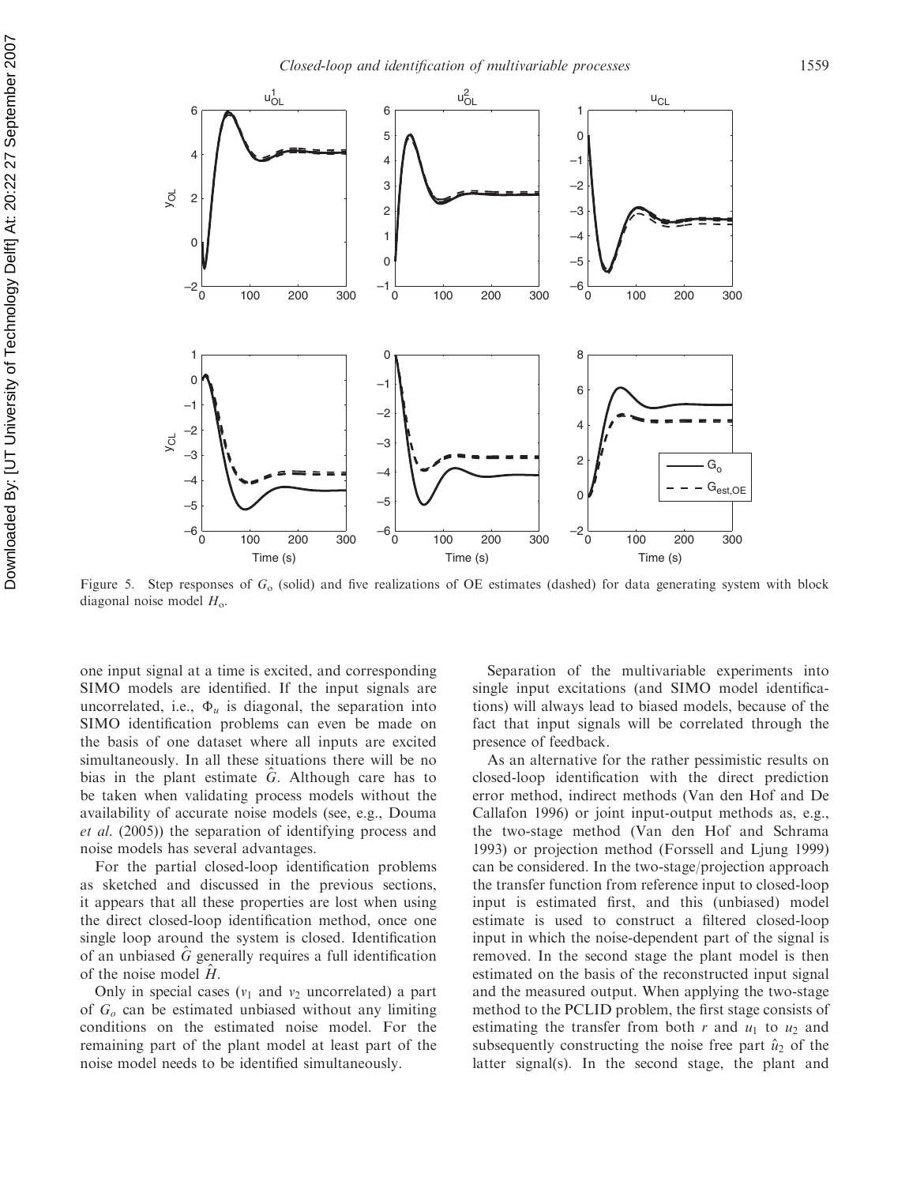$u^1_{OL}$

$u^2_{OL}$

$u_{CL}$

$y_{OL}$

$y_{CL}$

Time (s)

$G_o$

$G_{est,OE}$

Figure 5. Step responses of $G_o$ (solid) and five realizations of OE estimates (dashed) for data generating system with block diagonal noise model $H_o$.

one input signal at a time is excited, and corresponding SIMO models are identified. If the input signals are uncorrelated, i.e., $\Phi_u$ is diagonal, the separation into SIMO identification problems can even be made on the basis of one dataset where all inputs are excited simultaneously. In all these situations there will be no bias in the plant estimate $\hat{G}$. Although care has to be taken when validating process models without the availability of accurate noise models (see, e.g., Douma *et al.* (2005)) the separation of identifying process and noise models has several advantages.

For the partial closed-loop identification problems as sketched and discussed in the previous sections, it appears that all these properties are lost when using the direct closed-loop identification method, once one single loop around the system is closed. Identification of an unbiased $\hat{G}$ generally requires a full identification of the noise model $\hat{H}$.

Only in special cases ($v_1$ and $v_2$ uncorrelated) a part of $G_o$ can be estimated unbiased without any limiting conditions on the estimated noise model. For the remaining part of the plant model at least part of the noise model needs to be identified simultaneously.

Separation of the multivariable experiments into single input excitations (and SIMO model identifications) will always lead to biased models, because of the fact that input signals will be correlated through the presence of feedback.

As an alternative for the rather pessimistic results on closed-loop identification with the direct prediction error method, indirect methods (Van den Hof and De Callafon 1996) or joint input-output methods as, e.g., the two-stage method (Van den Hof and Schrama 1993) or projection method (Forssell and Ljung 1999) can be considered. In the two-stage/projection approach the transfer function from reference input to closed-loop input is estimated first, and this (unbiased) model estimate is used to construct a filtered closed-loop input in which the noise-dependent part of the signal is removed. In the second stage the plant model is then estimated on the basis of the reconstructed input signal and the measured output. When applying the two-stage method to the PCLID problem, the first stage consists of estimating the transfer from both $r$ and $u_1$ to $u_2$ and subsequently constructing the noise free part $\hat{u}_2$ of the latter signal(s). In the second stage, the plant and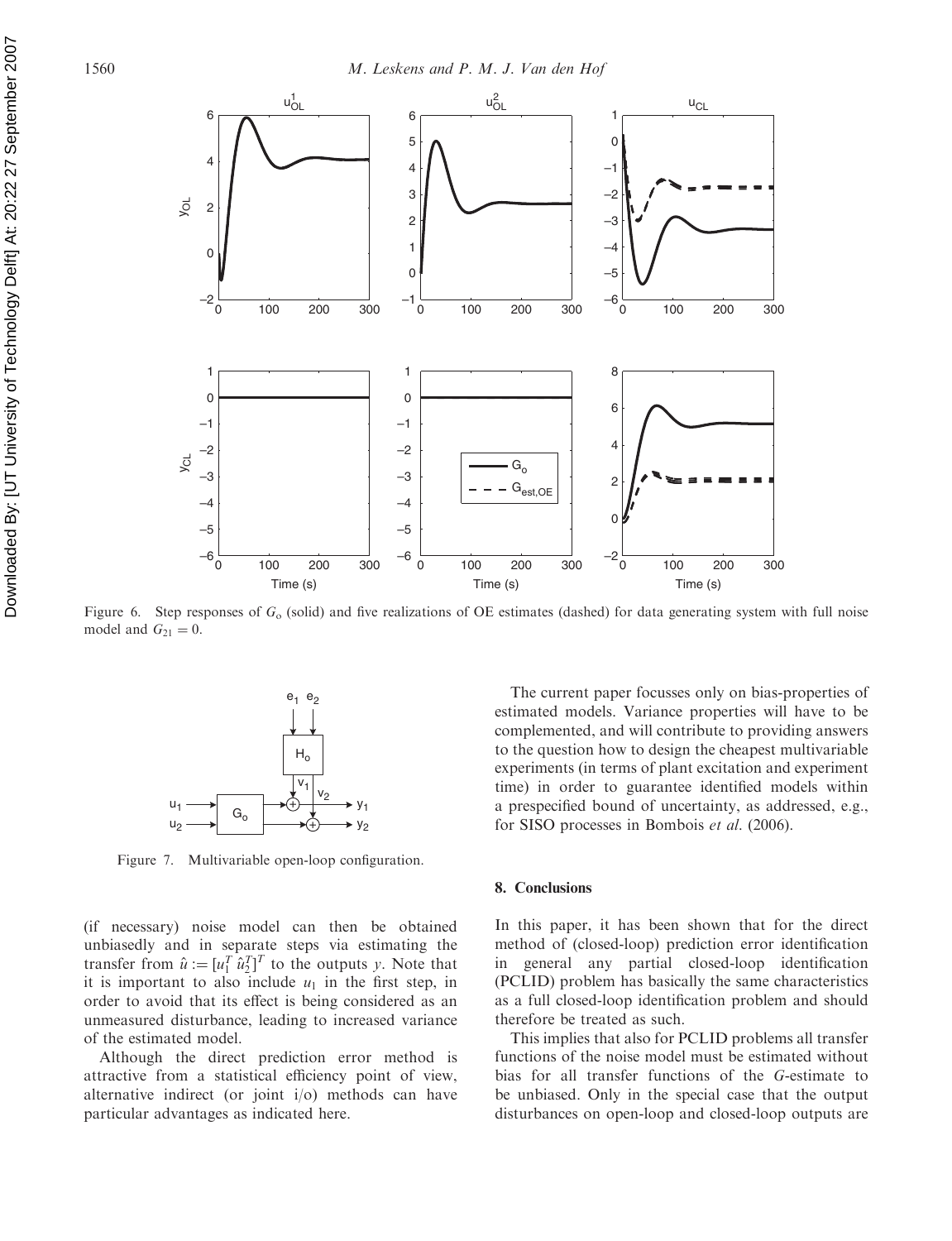$u_{OL}^1$ $u_{OL}^2$ $u_{CL}$

$y_{OL}$

$y_{CL}$

$G_o$

$G_{est,OE}$

Time (s) Time (s) Time (s)

Figure 6. Step responses of $G_o$ (solid) and five realizations of OE estimates (dashed) for data generating system with full noise model and $G_{21} = 0$.

$e_1$ $e_2$ $H_o$ $v_1$ $v_2$ $u_1$ $u_2$ $G_o$ $y_1$ $y_2$

Figure 7. Multivariable open-loop configuration.

(if necessary) noise model can then be obtained unbiasedly and in separate steps via estimating the transfer from $\hat{u} := [u_1^T\ \hat{u}_2^T]^T$ to the outputs $y$. Note that it is important to also include $u_1$ in the first step, in order to avoid that its effect is being considered as an unmeasured disturbance, leading to increased variance of the estimated model.

Although the direct prediction error method is attractive from a statistical efficiency point of view, alternative indirect (or joint i/o) methods can have particular advantages as indicated here.

The current paper focusses only on bias-properties of estimated models. Variance properties will have to be complemented, and will contribute to providing answers to the question how to design the cheapest multivariable experiments (in terms of plant excitation and experiment time) in order to guarantee identified models within a prespecified bound of uncertainty, as addressed, e.g., for SISO processes in Bombois *et al.* (2006).

## 8. Conclusions

In this paper, it has been shown that for the direct method of (closed-loop) prediction error identification in general any partial closed-loop identification (PCLID) problem has basically the same characteristics as a full closed-loop identification problem and should therefore be treated as such.

This implies that also for PCLID problems all transfer functions of the noise model must be estimated without bias for all transfer functions of the $G$-estimate to be unbiased. Only in the special case that the output disturbances on open-loop and closed-loop outputs are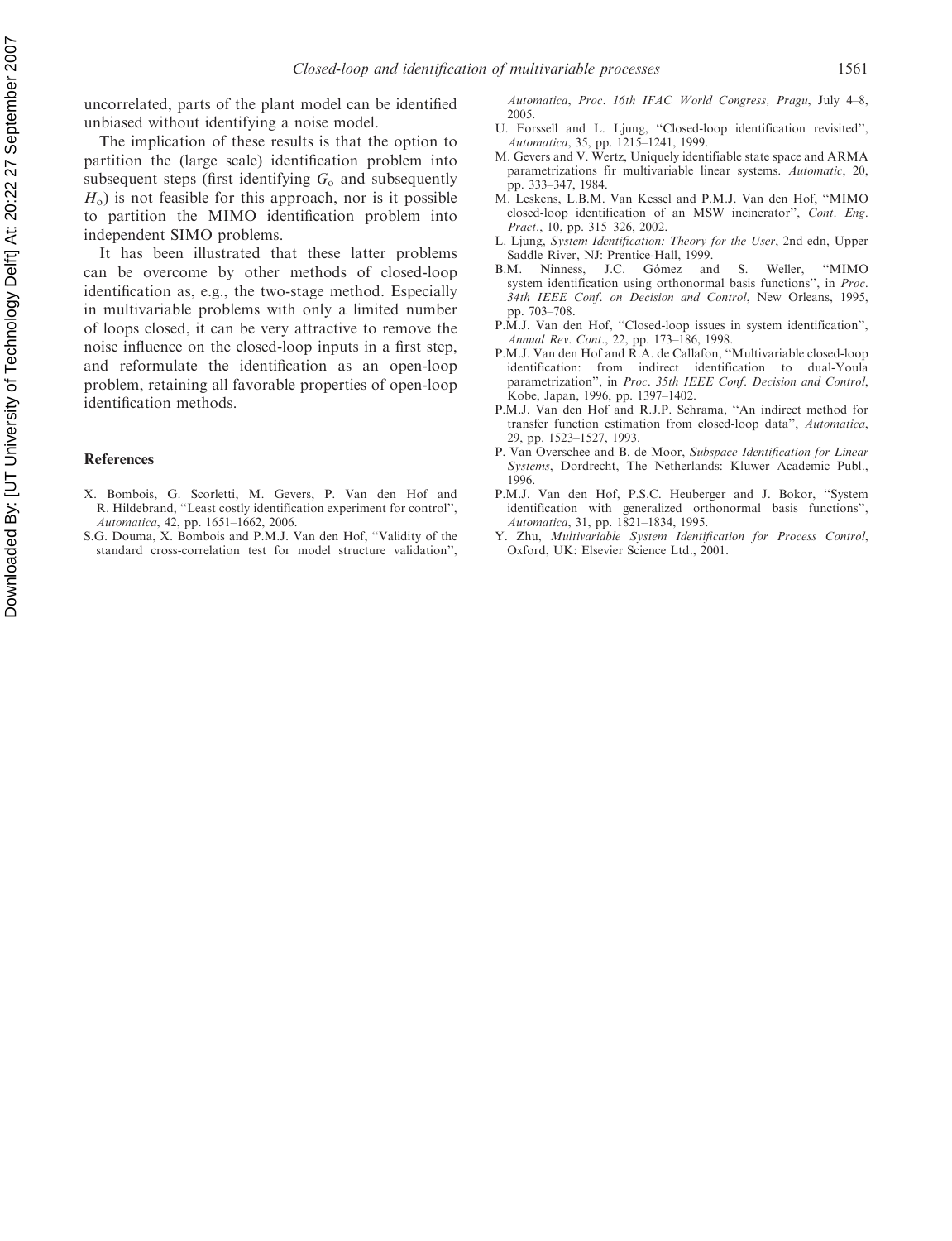uncorrelated, parts of the plant model can be identified unbiased without identifying a noise model.

The implication of these results is that the option to partition the (large scale) identification problem into subsequent steps (first identifying $G_o$ and subsequently $H_o$) is not feasible for this approach, nor is it possible to partition the MIMO identification problem into independent SIMO problems.

It has been illustrated that these latter problems can be overcome by other methods of closed-loop identification as, e.g., the two-stage method. Especially in multivariable problems with only a limited number of loops closed, it can be very attractive to remove the noise influence on the closed-loop inputs in a first step, and reformulate the identification as an open-loop problem, retaining all favorable properties of open-loop identification methods.

## References

X. Bombois, G. Scorletti, M. Gevers, P. Van den Hof and R. Hildebrand, "Least costly identification experiment for control", *Automatica*, 42, pp. 1651–1662, 2006.

S.G. Douma, X. Bombois and P.M.J. Van den Hof, "Validity of the standard cross-correlation test for model structure validation", *Automatica*, *Proc. 16th IFAC World Congress, Pragu*, July 4–8, 2005.

U. Forssell and L. Ljung, "Closed-loop identification revisited", *Automatica*, 35, pp. 1215–1241, 1999.

M. Gevers and V. Wertz, Uniquely identifiable state space and ARMA parametrizations fir multivariable linear systems. *Automatic*, 20, pp. 333–347, 1984.

M. Leskens, L.B.M. Van Kessel and P.M.J. Van den Hof, "MIMO closed-loop identification of an MSW incinerator", *Cont. Eng. Pract.*, 10, pp. 315–326, 2002.

L. Ljung, *System Identification: Theory for the User*, 2nd edn, Upper Saddle River, NJ: Prentice-Hall, 1999.

B.M. Ninness, J.C. Gómez and S. Weller, "MIMO system identification using orthonormal basis functions", in *Proc. 34th IEEE Conf. on Decision and Control*, New Orleans, 1995, pp. 703–708.

P.M.J. Van den Hof, "Closed-loop issues in system identification", *Annual Rev. Cont.*, 22, pp. 173–186, 1998.

P.M.J. Van den Hof and R.A. de Callafon, "Multivariable closed-loop identification: from indirect identification to dual-Youla parametrization", in *Proc. 35th IEEE Conf. Decision and Control*, Kobe, Japan, 1996, pp. 1397–1402.

P.M.J. Van den Hof and R.J.P. Schrama, "An indirect method for transfer function estimation from closed-loop data", *Automatica*, 29, pp. 1523–1527, 1993.

P. Van Overschee and B. de Moor, *Subspace Identification for Linear Systems*, Dordrecht, The Netherlands: Kluwer Academic Publ., 1996.

P.M.J. Van den Hof, P.S.C. Heuberger and J. Bokor, "System identification with generalized orthonormal basis functions", *Automatica*, 31, pp. 1821–1834, 1995.

Y. Zhu, *Multivariable System Identification for Process Control*, Oxford, UK: Elsevier Science Ltd., 2001.